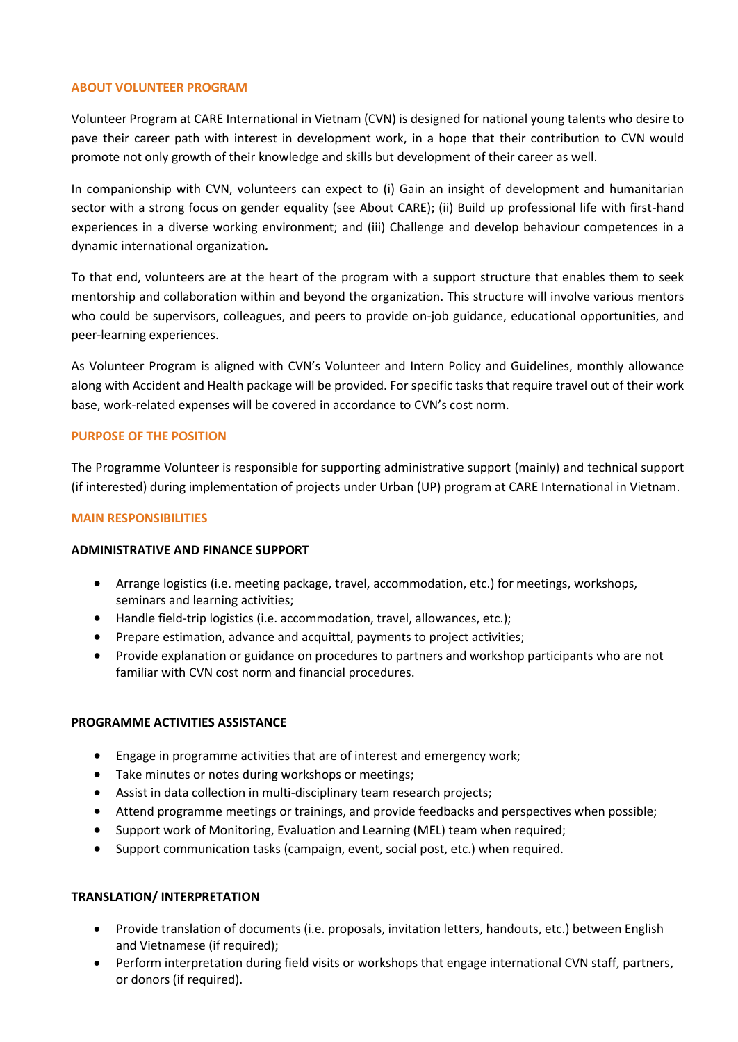## ABOUT VOLUNTEER PROGRAM

Volunteer Program at CARE International in Vietnam (CVN) is designed for national young talents who desire to pave their career path with interest in development work, in a hope that their contribution to CVN would promote not only growth of their knowledge and skills but development of their career as well.

In companionship with CVN, volunteers can expect to (i) Gain an insight of development and humanitarian sector with a strong focus on gender equality (see About CARE); (ii) Build up professional life with first-hand experiences in a diverse working environment; and (iii) Challenge and develop behaviour competences in a dynamic international organization*.*

To that end, volunteers are at the heart of the program with a support structure that enables them to seek mentorship and collaboration within and beyond the organization. This structure will involve various mentors who could be supervisors, colleagues, and peers to provide on-job guidance, educational opportunities, and peer-learning experiences.

As Volunteer Program is aligned with CVN's Volunteer and Intern Policy and Guidelines, monthly allowance along with Accident and Health package will be provided. For specific tasks that require travel out of their work base, work-related expenses will be covered in accordance to CVN's cost norm.

## PURPOSE OF THE POSITION

The Programme Volunteer is responsible for supporting administrative support (mainly) and technical support (if interested) during implementation of projects under Urban (UP) program at CARE International in Vietnam.

## MAIN RESPONSIBILITIES

### ADMINISTRATIVE AND FINANCE SUPPORT

- Arrange logistics (i.e. meeting package, travel, accommodation, etc.) for meetings, workshops, seminars and learning activities;
- Handle field-trip logistics (i.e. accommodation, travel, allowances, etc.);
- Prepare estimation, advance and acquittal, payments to project activities;
- Provide explanation or guidance on procedures to partners and workshop participants who are not familiar with CVN cost norm and financial procedures.

### PROGRAMME ACTIVITIES ASSISTANCE

- Engage in programme activities that are of interest and emergency work;
- Take minutes or notes during workshops or meetings;
- Assist in data collection in multi-disciplinary team research projects;
- Attend programme meetings or trainings, and provide feedbacks and perspectives when possible;
- Support work of Monitoring, Evaluation and Learning (MEL) team when required;
- Support communication tasks (campaign, event, social post, etc.) when required.

### TRANSLATION/ INTERPRETATION

- Provide translation of documents (i.e. proposals, invitation letters, handouts, etc.) between English and Vietnamese (if required);
- Perform interpretation during field visits or workshops that engage international CVN staff, partners, or donors (if required).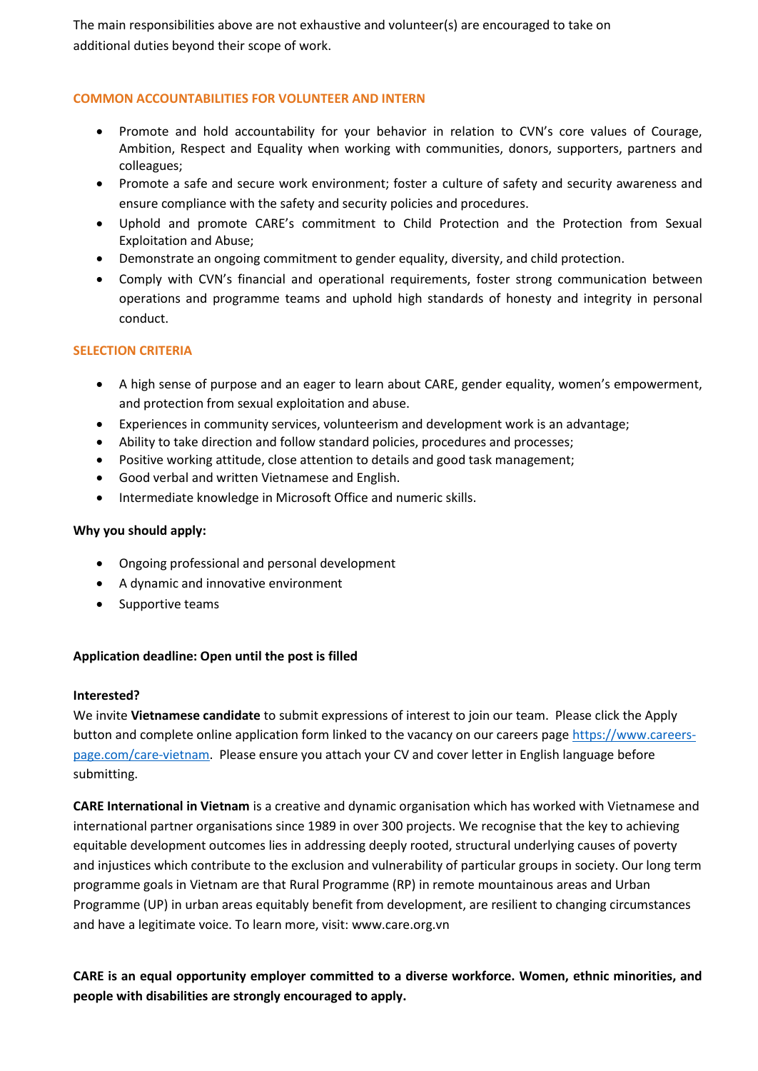The main responsibilities above are not exhaustive and volunteer(s) are encouraged to take on additional duties beyond their scope of work.

## COMMON ACCOUNTABILITIES FOR VOLUNTEER AND INTERN

- Promote and hold accountability for your behavior in relation to CVN's core values of Courage, Ambition, Respect and Equality when working with communities, donors, supporters, partners and colleagues;
- Promote a safe and secure work environment; foster a culture of safety and security awareness and ensure compliance with the safety and security policies and procedures.
- Uphold and promote CARE's commitment to Child Protection and the Protection from Sexual Exploitation and Abuse;
- Demonstrate an ongoing commitment to gender equality, diversity, and child protection.
- Comply with CVN's financial and operational requirements, foster strong communication between operations and programme teams and uphold high standards of honesty and integrity in personal conduct.

## SELECTION CRITERIA

- A high sense of purpose and an eager to learn about CARE, gender equality, women's empowerment, and protection from sexual exploitation and abuse.
- Experiences in community services, volunteerism and development work is an advantage;
- Ability to take direction and follow standard policies, procedures and processes;
- Positive working attitude, close attention to details and good task management;
- Good verbal and written Vietnamese and English.
- Intermediate knowledge in Microsoft Office and numeric skills.

**Why you should apply:**

- Ongoing professional and personal development
- A dynamic and innovative environment
- Supportive teams

**Application deadline: Open until the post is filled**

**Interested?**

We invite **Vietnamese candidate** to submit expressions of interest to join our team. Please click the Apply button and complete online application form linked to the vacancy on our careers page [https://www.careers-page.com/care-vietnam](https://www.careers-page.com/care-vietnam). Please ensure you attach your CV and cover letter in English language before submitting.

**CARE International in Vietnam** is a creative and dynamic organisation which has worked with Vietnamese and international partner organisations since 1989 in over 300 projects. We recognise that the key to achieving equitable development outcomes lies in addressing deeply rooted, structural underlying causes of poverty and injustices which contribute to the exclusion and vulnerability of particular groups in society. Our long term programme goals in Vietnam are that Rural Programme (RP) in remote mountainous areas and Urban Programme (UP) in urban areas equitably benefit from development, are resilient to changing circumstances and have a legitimate voice. To learn more, visit: www.care.org.vn

**CARE is an equal opportunity employer committed to a diverse workforce. Women, ethnic minorities, and people with disabilities are strongly encouraged to apply.**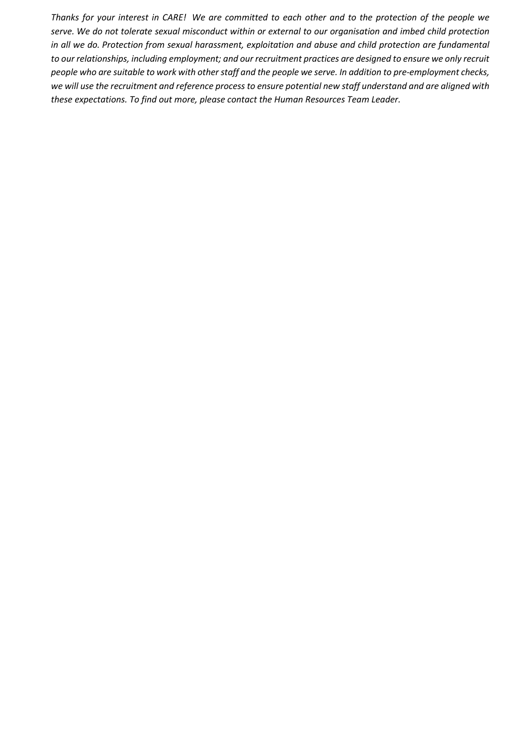*Thanks for your interest in CARE! We are committed to each other and to the protection of the people we serve. We do not tolerate sexual misconduct within or external to our organisation and imbed child protection in all we do. Protection from sexual harassment, exploitation and abuse and child protection are fundamental to our relationships, including employment; and our recruitment practices are designed to ensure we only recruit people who are suitable to work with other staff and the people we serve. In addition to pre-employment checks, we will use the recruitment and reference process to ensure potential new staff understand and are aligned with these expectations. To find out more, please contact the Human Resources Team Leader.*